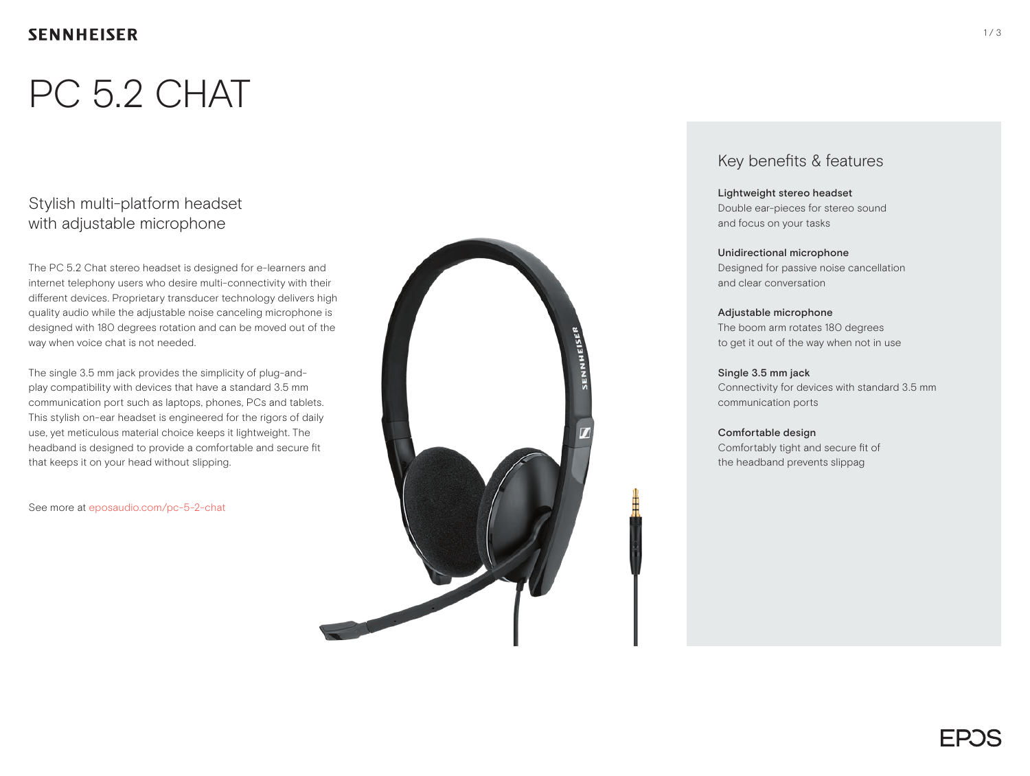SENNHEISER

# PC 5.2 CHAT

## Stylish multi-platform headset with adjustable microphone

The PC 5.2 Chat stereo headset is designed for e-learners and internet telephony users who desire multi-connectivity with their different devices. Proprietary transducer technology delivers high quality audio while the adjustable noise canceling microphone is designed with 180 degrees rotation and can be moved out of the way when voice chat is not needed.

The single 3.5 mm jack provides the simplicity of plug-and-play compatibility with devices that have a standard 3.5 mm communication port such as laptops, phones, PCs and tablets. This stylish on-ear headset is engineered for the rigors of daily use, yet meticulous material choice keeps it lightweight. The headband is designed to provide a comfortable and secure fit that keeps it on your head without slipping.

See more at eposaudio.com/pc-5-2-chat

## Key benefits & features

**Lightweight stereo headset**
Double ear-pieces for stereo sound and focus on your tasks

**Unidirectional microphone**
Designed for passive noise cancellation and clear conversation

**Adjustable microphone**
The boom arm rotates 180 degrees to get it out of the way when not in use

**Single 3.5 mm jack**
Connectivity for devices with standard 3.5 mm communication ports

**Comfortable design**
Comfortably tight and secure fit of the headband prevents slippag

EPOS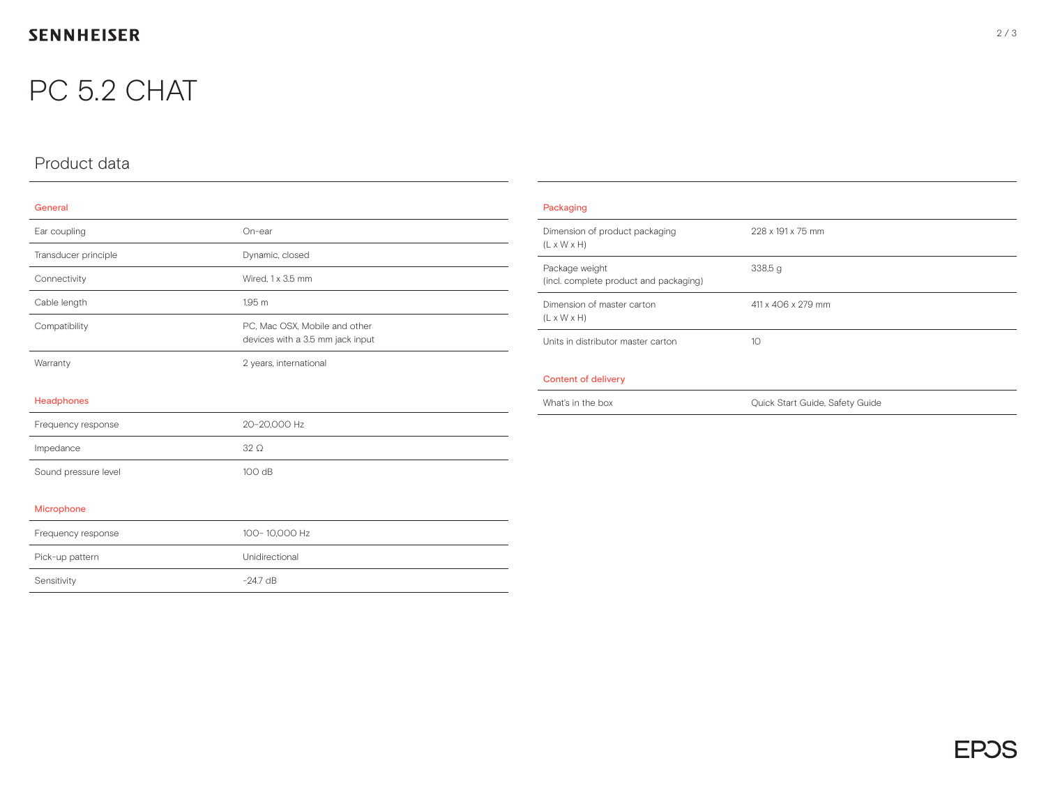# PC 5.2 CHAT

## Product data

### General

| | |
|---|---|
| Ear coupling | On-ear |
| Transducer principle | Dynamic, closed |
| Connectivity | Wired, 1 x 3.5 mm |
| Cable length | 1.95 m |
| Compatibility | PC, Mac OSX, Mobile and other devices with a 3.5 mm jack input |
| Warranty | 2 years, international |

### Headphones

| | |
|---|---|
| Frequency response | 20-20,000 Hz |
| Impedance | 32 Ω |
| Sound pressure level | 100 dB |

### Microphone

| | |
|---|---|
| Frequency response | 100- 10,000 Hz |
| Pick-up pattern | Unidirectional |
| Sensitivity | -24.7 dB |

### Packaging

| | |
|---|---|
| Dimension of product packaging (L x W x H) | 228 x 191 x 75 mm |
| Package weight (incl. complete product and packaging) | 338,5 g |
| Dimension of master carton (L x W x H) | 411 x 406 x 279 mm |
| Units in distributor master carton | 10 |

### Content of delivery

| | |
|---|---|
| What's in the box | Quick Start Guide, Safety Guide |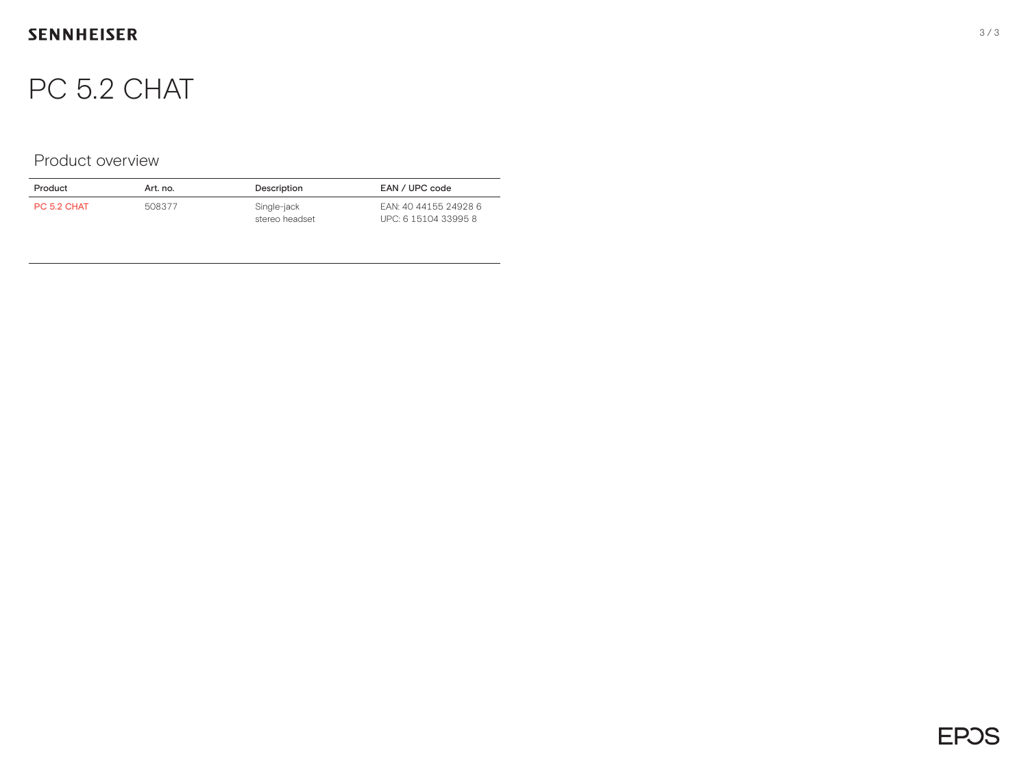# PC 5.2 CHAT

## Product overview

| Product | Art. no. | Description | EAN / UPC code |
|---|---|---|---|
| PC 5.2 CHAT | 508377 | Single-jack stereo headset | EAN: 40 44155 24928 6<br>UPC: 6 15104 33995 8 |